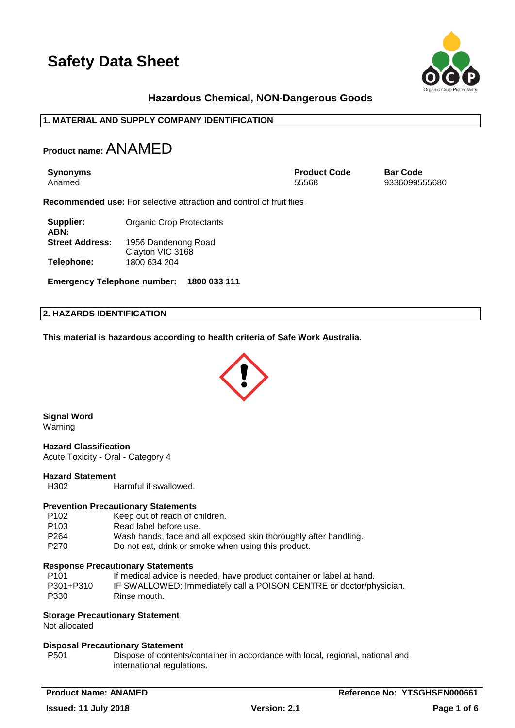# Safety Data Sheet

**Hazardous Chemical, NON-Dangerous Goods**

## 1. MATERIAL AND SUPPLY COMPANY IDENTIFICATION

**Product name:** ANAMED

| **Synonyms** | **Product Code** | **Bar Code** |
| --- | --- | --- |
| Anamed | 55568 | 9336099555680 |

**Recommended use:** For selective attraction and control of fruit flies

**Supplier:** Organic Crop Protectants
**ABN:**
**Street Address:** 1956 Dandenong Road
Clayton VIC 3168
**Telephone:** 1800 634 204

**Emergency Telephone number:** **1800 033 111**

## 2. HAZARDS IDENTIFICATION

**This material is hazardous according to health criteria of Safe Work Australia.**

**Signal Word**
Warning

**Hazard Classification**
Acute Toxicity - Oral - Category 4

**Hazard Statement**

| | |
| --- | --- |
| H302 | Harmful if swallowed. |

**Prevention Precautionary Statements**

| | |
| --- | --- |
| P102 | Keep out of reach of children. |
| P103 | Read label before use. |
| P264 | Wash hands, face and all exposed skin thoroughly after handling. |
| P270 | Do not eat, drink or smoke when using this product. |

**Response Precautionary Statements**

| | |
| --- | --- |
| P101 | If medical advice is needed, have product container or label at hand. |
| P301+P310 | IF SWALLOWED: Immediately call a POISON CENTRE or doctor/physician. |
| P330 | Rinse mouth. |

**Storage Precautionary Statement**
Not allocated

**Disposal Precautionary Statement**

| | |
| --- | --- |
| P501 | Dispose of contents/container in accordance with local, regional, national and international regulations. |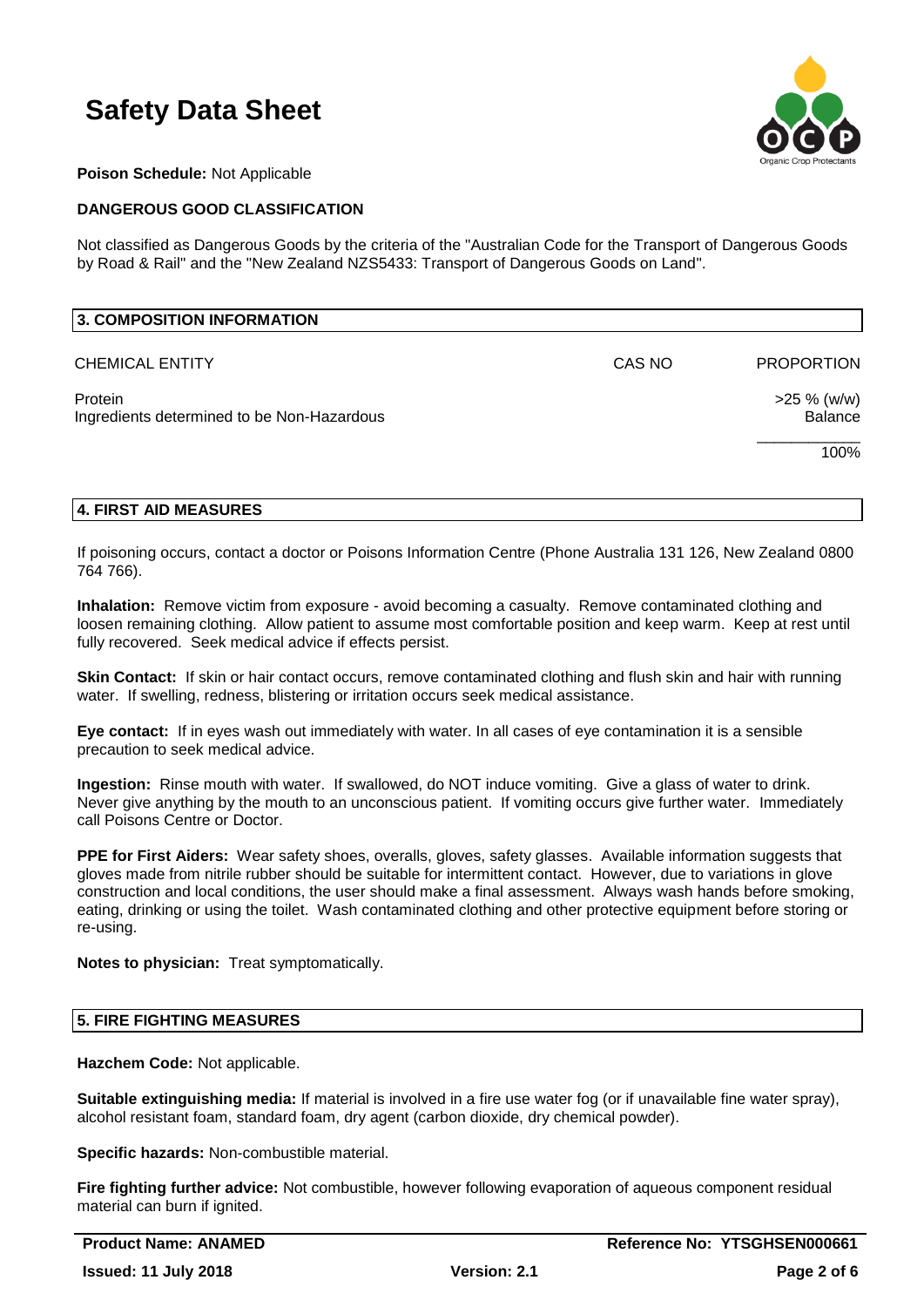**Poison Schedule:** Not Applicable

**DANGEROUS GOOD CLASSIFICATION**

Not classified as Dangerous Goods by the criteria of the "Australian Code for the Transport of Dangerous Goods by Road & Rail" and the "New Zealand NZS5433: Transport of Dangerous Goods on Land".

## 3. COMPOSITION INFORMATION

| CHEMICAL ENTITY | CAS NO | PROPORTION |
|---|---|---|
| Protein | | >25 % (w/w) |
| Ingredients determined to be Non-Hazardous | | Balance |
| | | 100% |

## 4. FIRST AID MEASURES

If poisoning occurs, contact a doctor or Poisons Information Centre (Phone Australia 131 126, New Zealand 0800 764 766).

**Inhalation:** Remove victim from exposure - avoid becoming a casualty. Remove contaminated clothing and loosen remaining clothing. Allow patient to assume most comfortable position and keep warm. Keep at rest until fully recovered. Seek medical advice if effects persist.

**Skin Contact:** If skin or hair contact occurs, remove contaminated clothing and flush skin and hair with running water. If swelling, redness, blistering or irritation occurs seek medical assistance.

**Eye contact:** If in eyes wash out immediately with water. In all cases of eye contamination it is a sensible precaution to seek medical advice.

**Ingestion:** Rinse mouth with water. If swallowed, do NOT induce vomiting. Give a glass of water to drink. Never give anything by the mouth to an unconscious patient. If vomiting occurs give further water. Immediately call Poisons Centre or Doctor.

**PPE for First Aiders:** Wear safety shoes, overalls, gloves, safety glasses. Available information suggests that gloves made from nitrile rubber should be suitable for intermittent contact. However, due to variations in glove construction and local conditions, the user should make a final assessment. Always wash hands before smoking, eating, drinking or using the toilet. Wash contaminated clothing and other protective equipment before storing or re-using.

**Notes to physician:** Treat symptomatically.

## 5. FIRE FIGHTING MEASURES

**Hazchem Code:** Not applicable.

**Suitable extinguishing media:** If material is involved in a fire use water fog (or if unavailable fine water spray), alcohol resistant foam, standard foam, dry agent (carbon dioxide, dry chemical powder).

**Specific hazards:** Non-combustible material.

**Fire fighting further advice:** Not combustible, however following evaporation of aqueous component residual material can burn if ignited.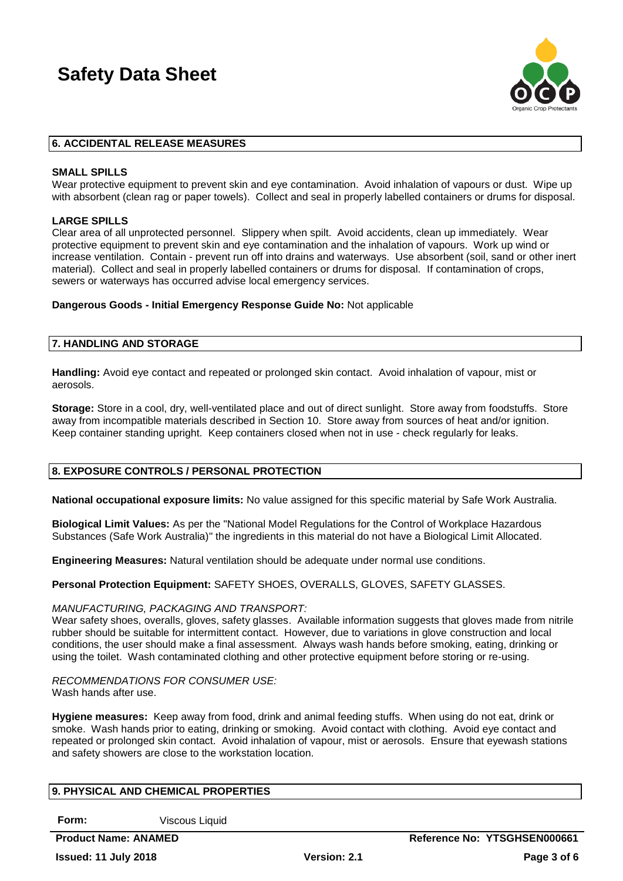## 6. ACCIDENTAL RELEASE MEASURES

**SMALL SPILLS**
Wear protective equipment to prevent skin and eye contamination. Avoid inhalation of vapours or dust. Wipe up with absorbent (clean rag or paper towels). Collect and seal in properly labelled containers or drums for disposal.

**LARGE SPILLS**
Clear area of all unprotected personnel. Slippery when spilt. Avoid accidents, clean up immediately. Wear protective equipment to prevent skin and eye contamination and the inhalation of vapours. Work up wind or increase ventilation. Contain - prevent run off into drains and waterways. Use absorbent (soil, sand or other inert material). Collect and seal in properly labelled containers or drums for disposal. If contamination of crops, sewers or waterways has occurred advise local emergency services.

**Dangerous Goods - Initial Emergency Response Guide No:** Not applicable

## 7. HANDLING AND STORAGE

**Handling:** Avoid eye contact and repeated or prolonged skin contact. Avoid inhalation of vapour, mist or aerosols.

**Storage:** Store in a cool, dry, well-ventilated place and out of direct sunlight. Store away from foodstuffs. Store away from incompatible materials described in Section 10. Store away from sources of heat and/or ignition. Keep container standing upright. Keep containers closed when not in use - check regularly for leaks.

## 8. EXPOSURE CONTROLS / PERSONAL PROTECTION

**National occupational exposure limits:** No value assigned for this specific material by Safe Work Australia.

**Biological Limit Values:** As per the "National Model Regulations for the Control of Workplace Hazardous Substances (Safe Work Australia)" the ingredients in this material do not have a Biological Limit Allocated.

**Engineering Measures:** Natural ventilation should be adequate under normal use conditions.

**Personal Protection Equipment:** SAFETY SHOES, OVERALLS, GLOVES, SAFETY GLASSES.

*MANUFACTURING, PACKAGING AND TRANSPORT:*
Wear safety shoes, overalls, gloves, safety glasses. Available information suggests that gloves made from nitrile rubber should be suitable for intermittent contact. However, due to variations in glove construction and local conditions, the user should make a final assessment. Always wash hands before smoking, eating, drinking or using the toilet. Wash contaminated clothing and other protective equipment before storing or re-using.

*RECOMMENDATIONS FOR CONSUMER USE:*
Wash hands after use.

**Hygiene measures:** Keep away from food, drink and animal feeding stuffs. When using do not eat, drink or smoke. Wash hands prior to eating, drinking or smoking. Avoid contact with clothing. Avoid eye contact and repeated or prolonged skin contact. Avoid inhalation of vapour, mist or aerosols. Ensure that eyewash stations and safety showers are close to the workstation location.

## 9. PHYSICAL AND CHEMICAL PROPERTIES

| | |
|---|---|
| **Form:** | Viscous Liquid |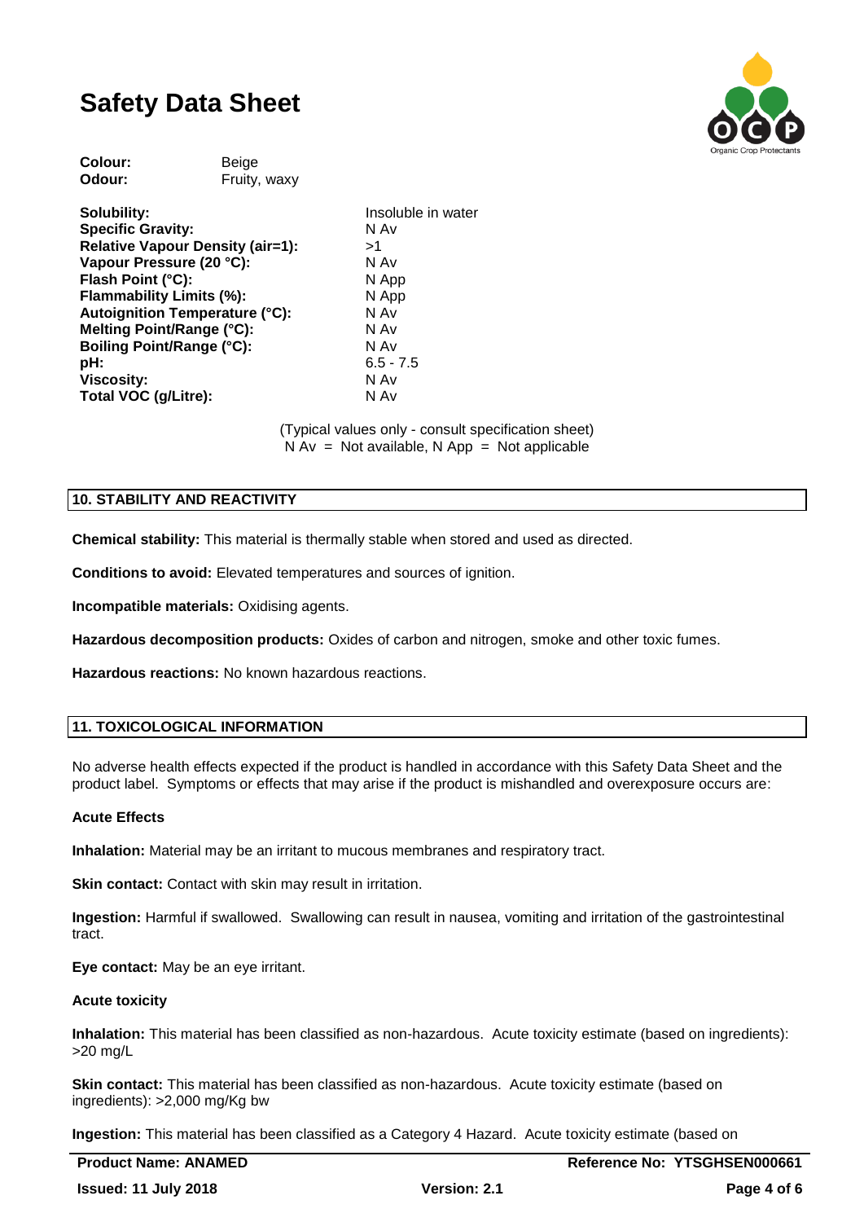| | |
|---|---|
| **Colour:** | Beige |
| **Odour:** | Fruity, waxy |

| | |
|---|---|
| **Solubility:** | Insoluble in water |
| **Specific Gravity:** | N Av |
| **Relative Vapour Density (air=1):** | >1 |
| **Vapour Pressure (20 °C):** | N Av |
| **Flash Point (°C):** | N App |
| **Flammability Limits (%):** | N App |
| **Autoignition Temperature (°C):** | N Av |
| **Melting Point/Range (°C):** | N Av |
| **Boiling Point/Range (°C):** | N Av |
| **pH:** | 6.5 - 7.5 |
| **Viscosity:** | N Av |
| **Total VOC (g/Litre):** | N Av |

(Typical values only - consult specification sheet)
N Av = Not available, N App = Not applicable

## 10. STABILITY AND REACTIVITY

**Chemical stability:** This material is thermally stable when stored and used as directed.

**Conditions to avoid:** Elevated temperatures and sources of ignition.

**Incompatible materials:** Oxidising agents.

**Hazardous decomposition products:** Oxides of carbon and nitrogen, smoke and other toxic fumes.

**Hazardous reactions:** No known hazardous reactions.

## 11. TOXICOLOGICAL INFORMATION

No adverse health effects expected if the product is handled in accordance with this Safety Data Sheet and the product label. Symptoms or effects that may arise if the product is mishandled and overexposure occurs are:

### Acute Effects

**Inhalation:** Material may be an irritant to mucous membranes and respiratory tract.

**Skin contact:** Contact with skin may result in irritation.

**Ingestion:** Harmful if swallowed. Swallowing can result in nausea, vomiting and irritation of the gastrointestinal tract.

**Eye contact:** May be an eye irritant.

### Acute toxicity

**Inhalation:** This material has been classified as non-hazardous. Acute toxicity estimate (based on ingredients): >20 mg/L

**Skin contact:** This material has been classified as non-hazardous. Acute toxicity estimate (based on ingredients): >2,000 mg/Kg bw

**Ingestion:** This material has been classified as a Category 4 Hazard. Acute toxicity estimate (based on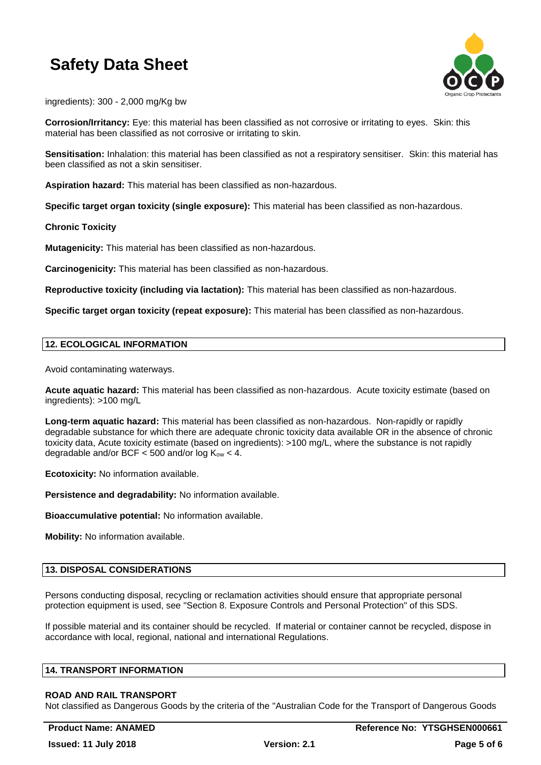ingredients): 300 - 2,000 mg/Kg bw

**Corrosion/Irritancy:** Eye: this material has been classified as not corrosive or irritating to eyes. Skin: this material has been classified as not corrosive or irritating to skin.

**Sensitisation:** Inhalation: this material has been classified as not a respiratory sensitiser. Skin: this material has been classified as not a skin sensitiser.

**Aspiration hazard:** This material has been classified as non-hazardous.

**Specific target organ toxicity (single exposure):** This material has been classified as non-hazardous.

**Chronic Toxicity**

**Mutagenicity:** This material has been classified as non-hazardous.

**Carcinogenicity:** This material has been classified as non-hazardous.

**Reproductive toxicity (including via lactation):** This material has been classified as non-hazardous.

**Specific target organ toxicity (repeat exposure):** This material has been classified as non-hazardous.

## 12. ECOLOGICAL INFORMATION

Avoid contaminating waterways.

**Acute aquatic hazard:** This material has been classified as non-hazardous. Acute toxicity estimate (based on ingredients): >100 mg/L

**Long-term aquatic hazard:** This material has been classified as non-hazardous. Non-rapidly or rapidly degradable substance for which there are adequate chronic toxicity data available OR in the absence of chronic toxicity data, Acute toxicity estimate (based on ingredients): >100 mg/L, where the substance is not rapidly degradable and/or BCF < 500 and/or log $K_{ow}$ < 4.

**Ecotoxicity:** No information available.

**Persistence and degradability:** No information available.

**Bioaccumulative potential:** No information available.

**Mobility:** No information available.

## 13. DISPOSAL CONSIDERATIONS

Persons conducting disposal, recycling or reclamation activities should ensure that appropriate personal protection equipment is used, see "Section 8. Exposure Controls and Personal Protection" of this SDS.

If possible material and its container should be recycled. If material or container cannot be recycled, dispose in accordance with local, regional, national and international Regulations.

## 14. TRANSPORT INFORMATION

**ROAD AND RAIL TRANSPORT**

Not classified as Dangerous Goods by the criteria of the "Australian Code for the Transport of Dangerous Goods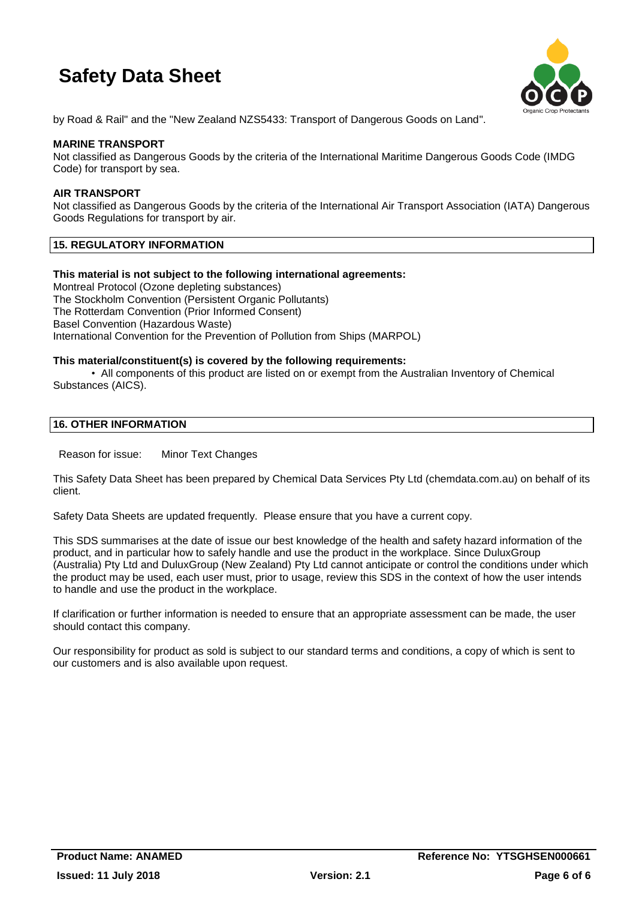by Road & Rail" and the "New Zealand NZS5433: Transport of Dangerous Goods on Land".

**MARINE TRANSPORT**
Not classified as Dangerous Goods by the criteria of the International Maritime Dangerous Goods Code (IMDG Code) for transport by sea.

**AIR TRANSPORT**
Not classified as Dangerous Goods by the criteria of the International Air Transport Association (IATA) Dangerous Goods Regulations for transport by air.

## 15. REGULATORY INFORMATION

**This material is not subject to the following international agreements:**
Montreal Protocol (Ozone depleting substances)
The Stockholm Convention (Persistent Organic Pollutants)
The Rotterdam Convention (Prior Informed Consent)
Basel Convention (Hazardous Waste)
International Convention for the Prevention of Pollution from Ships (MARPOL)

**This material/constituent(s) is covered by the following requirements:**
• All components of this product are listed on or exempt from the Australian Inventory of Chemical Substances (AICS).

## 16. OTHER INFORMATION

Reason for issue: Minor Text Changes

This Safety Data Sheet has been prepared by Chemical Data Services Pty Ltd (chemdata.com.au) on behalf of its client.

Safety Data Sheets are updated frequently. Please ensure that you have a current copy.

This SDS summarises at the date of issue our best knowledge of the health and safety hazard information of the product, and in particular how to safely handle and use the product in the workplace. Since DuluxGroup (Australia) Pty Ltd and DuluxGroup (New Zealand) Pty Ltd cannot anticipate or control the conditions under which the product may be used, each user must, prior to usage, review this SDS in the context of how the user intends to handle and use the product in the workplace.

If clarification or further information is needed to ensure that an appropriate assessment can be made, the user should contact this company.

Our responsibility for product as sold is subject to our standard terms and conditions, a copy of which is sent to our customers and is also available upon request.